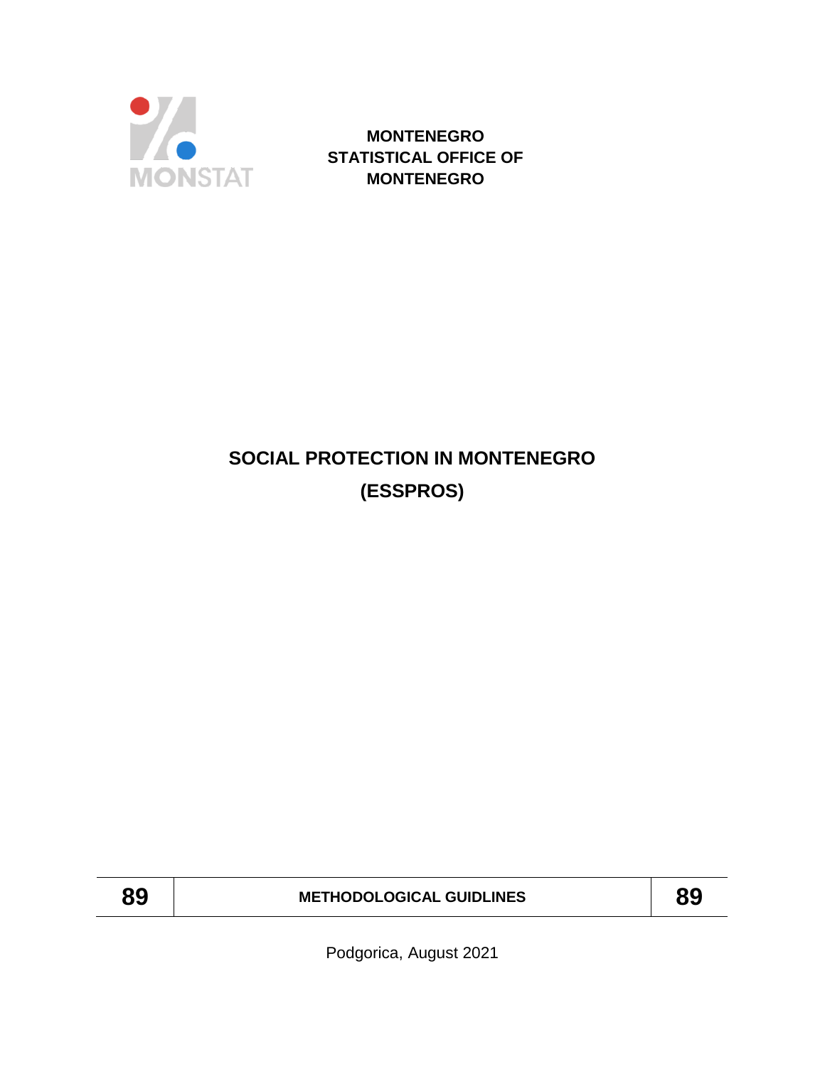MONSTAT

**MONTENEGRO**
**STATISTICAL OFFICE OF**
**MONTENEGRO**

# SOCIAL PROTECTION IN MONTENEGRO
# (ESSPROS)

| 89 | METHODOLOGICAL GUIDLINES | 89 |
| --- | --- | --- |

Podgorica, August 2021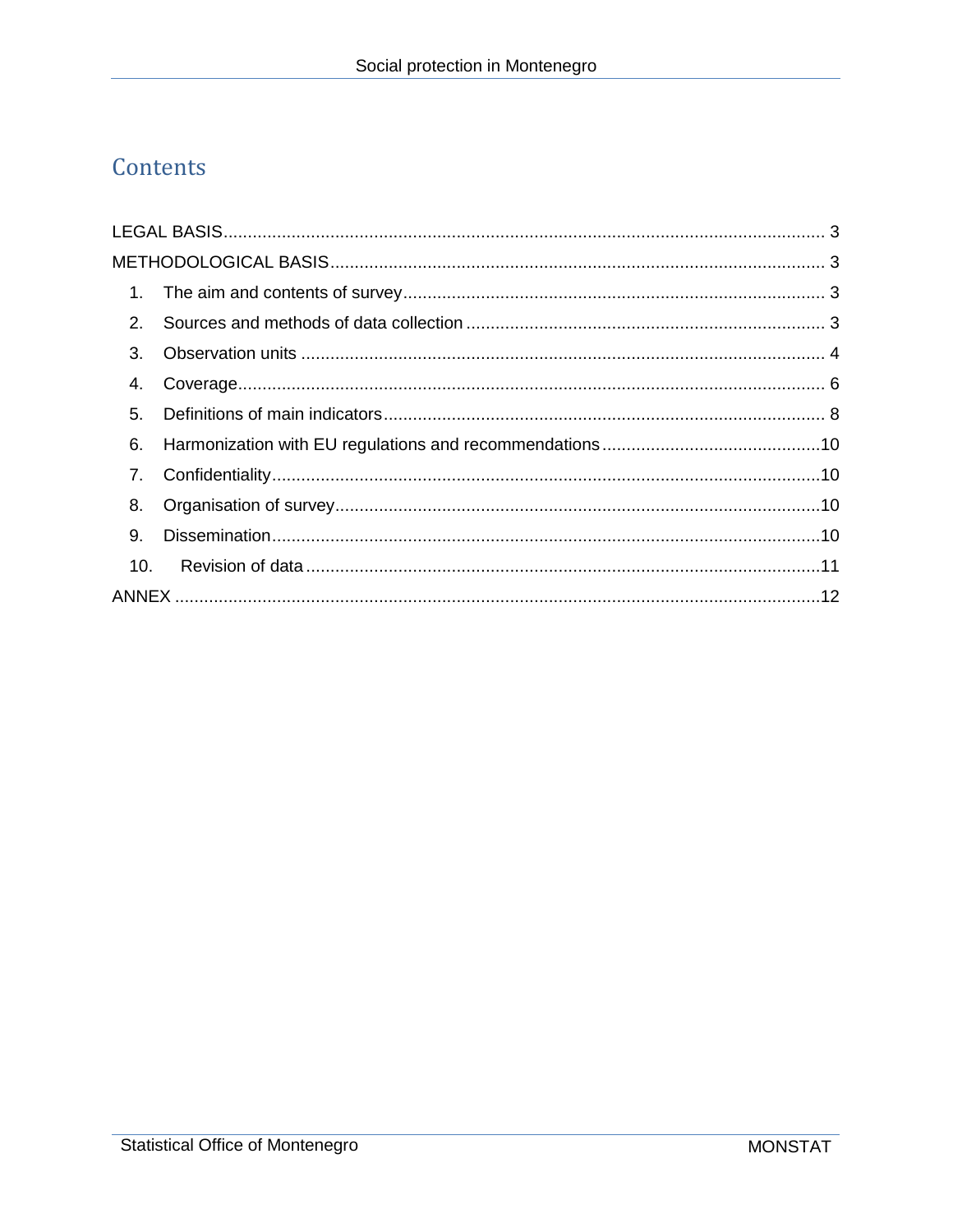# Contents

LEGAL BASIS .......... 3

METHODOLOGICAL BASIS .......... 3

1. The aim and contents of survey .......... 3
2. Sources and methods of data collection .......... 3
3. Observation units .......... 4
4. Coverage .......... 6
5. Definitions of main indicators .......... 8
6. Harmonization with EU regulations and recommendations .......... 10
7. Confidentiality .......... 10
8. Organisation of survey .......... 10
9. Dissemination .......... 10
10. Revision of data .......... 11

ANNEX .......... 12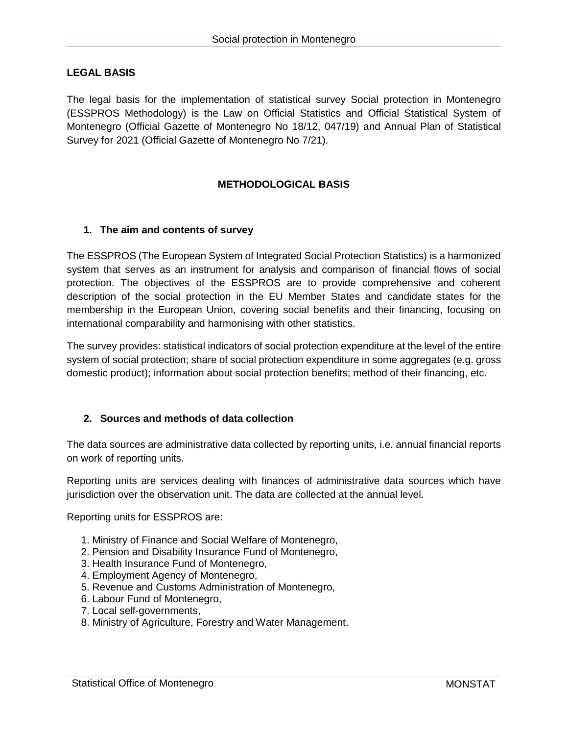## LEGAL BASIS

The legal basis for the implementation of statistical survey Social protection in Montenegro (ESSPROS Methodology) is the Law on Official Statistics and Official Statistical System of Montenegro (Official Gazette of Montenegro No 18/12, 047/19) and Annual Plan of Statistical Survey for 2021 (Official Gazette of Montenegro No 7/21).

## METHODOLOGICAL BASIS

### 1. The aim and contents of survey

The ESSPROS (The European System of Integrated Social Protection Statistics) is a harmonized system that serves as an instrument for analysis and comparison of financial flows of social protection. The objectives of the ESSPROS are to provide comprehensive and coherent description of the social protection in the EU Member States and candidate states for the membership in the European Union, covering social benefits and their financing, focusing on international comparability and harmonising with other statistics.

The survey provides: statistical indicators of social protection expenditure at the level of the entire system of social protection; share of social protection expenditure in some aggregates (e.g. gross domestic product); information about social protection benefits; method of their financing, etc.

### 2. Sources and methods of data collection

The data sources are administrative data collected by reporting units, i.e. annual financial reports on work of reporting units.

Reporting units are services dealing with finances of administrative data sources which have jurisdiction over the observation unit. The data are collected at the annual level.

Reporting units for ESSPROS are:

1. Ministry of Finance and Social Welfare of Montenegro,
2. Pension and Disability Insurance Fund of Montenegro,
3. Health Insurance Fund of Montenegro,
4. Employment Agency of Montenegro,
5. Revenue and Customs Administration of Montenegro,
6. Labour Fund of Montenegro,
7. Local self-governments,
8. Ministry of Agriculture, Forestry and Water Management.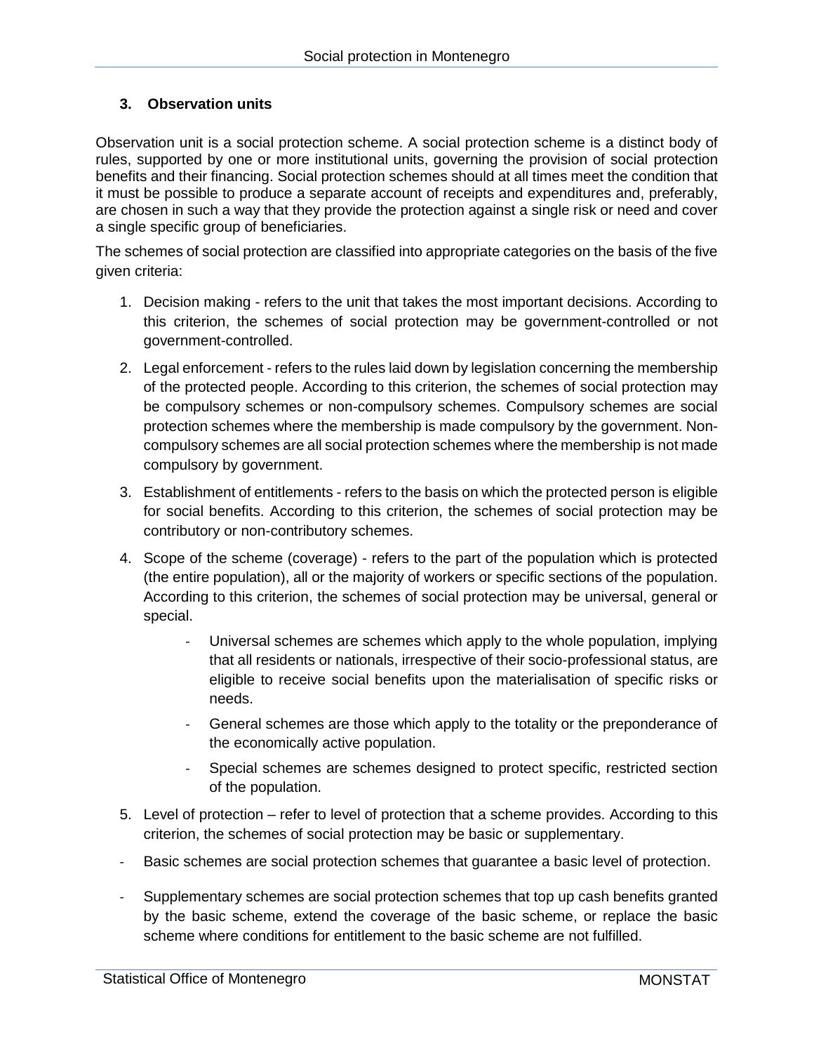## 3. Observation units

Observation unit is a social protection scheme. A social protection scheme is a distinct body of rules, supported by one or more institutional units, governing the provision of social protection benefits and their financing. Social protection schemes should at all times meet the condition that it must be possible to produce a separate account of receipts and expenditures and, preferably, are chosen in such a way that they provide the protection against a single risk or need and cover a single specific group of beneficiaries.

The schemes of social protection are classified into appropriate categories on the basis of the five given criteria:

1. Decision making - refers to the unit that takes the most important decisions. According to this criterion, the schemes of social protection may be government-controlled or not government-controlled.
2. Legal enforcement - refers to the rules laid down by legislation concerning the membership of the protected people. According to this criterion, the schemes of social protection may be compulsory schemes or non-compulsory schemes. Compulsory schemes are social protection schemes where the membership is made compulsory by the government. Non-compulsory schemes are all social protection schemes where the membership is not made compulsory by government.
3. Establishment of entitlements - refers to the basis on which the protected person is eligible for social benefits. According to this criterion, the schemes of social protection may be contributory or non-contributory schemes.
4. Scope of the scheme (coverage) - refers to the part of the population which is protected (the entire population), all or the majority of workers or specific sections of the population. According to this criterion, the schemes of social protection may be universal, general or special.
    - Universal schemes are schemes which apply to the whole population, implying that all residents or nationals, irrespective of their socio-professional status, are eligible to receive social benefits upon the materialisation of specific risks or needs.
    - General schemes are those which apply to the totality or the preponderance of the economically active population.
    - Special schemes are schemes designed to protect specific, restricted section of the population.
5. Level of protection – refer to level of protection that a scheme provides. According to this criterion, the schemes of social protection may be basic or supplementary.

- Basic schemes are social protection schemes that guarantee a basic level of protection.
- Supplementary schemes are social protection schemes that top up cash benefits granted by the basic scheme, extend the coverage of the basic scheme, or replace the basic scheme where conditions for entitlement to the basic scheme are not fulfilled.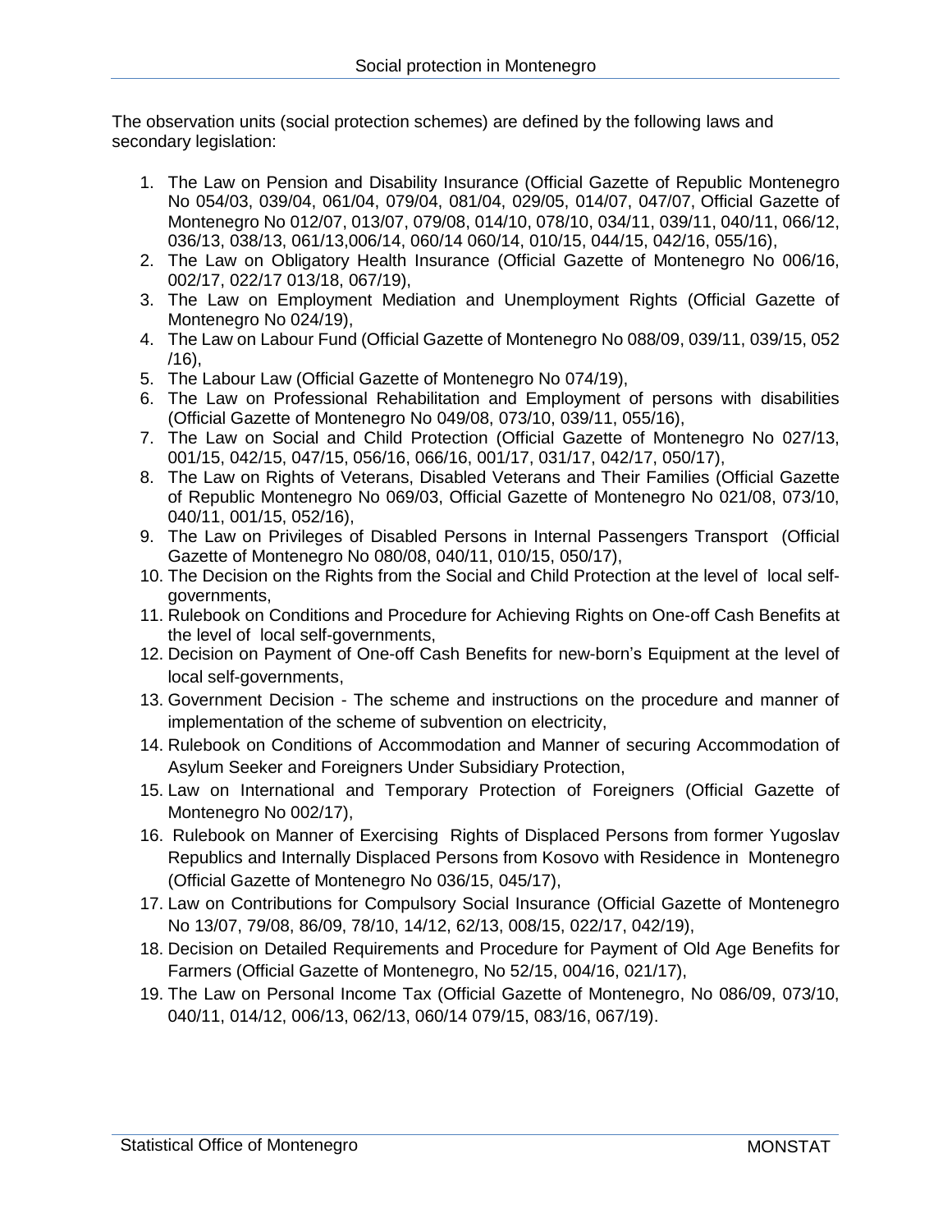The observation units (social protection schemes) are defined by the following laws and secondary legislation:

1. The Law on Pension and Disability Insurance (Official Gazette of Republic Montenegro No 054/03, 039/04, 061/04, 079/04, 081/04, 029/05, 014/07, 047/07, Official Gazette of Montenegro No 012/07, 013/07, 079/08, 014/10, 078/10, 034/11, 039/11, 040/11, 066/12, 036/13, 038/13, 061/13,006/14, 060/14 060/14, 010/15, 044/15, 042/16, 055/16),
2. The Law on Obligatory Health Insurance (Official Gazette of Montenegro No 006/16, 002/17, 022/17 013/18, 067/19),
3. The Law on Employment Mediation and Unemployment Rights (Official Gazette of Montenegro No 024/19),
4. The Law on Labour Fund (Official Gazette of Montenegro No 088/09, 039/11, 039/15, 052 /16),
5. The Labour Law (Official Gazette of Montenegro No 074/19),
6. The Law on Professional Rehabilitation and Employment of persons with disabilities (Official Gazette of Montenegro No 049/08, 073/10, 039/11, 055/16),
7. The Law on Social and Child Protection (Official Gazette of Montenegro No 027/13, 001/15, 042/15, 047/15, 056/16, 066/16, 001/17, 031/17, 042/17, 050/17),
8. The Law on Rights of Veterans, Disabled Veterans and Their Families (Official Gazette of Republic Montenegro No 069/03, Official Gazette of Montenegro No 021/08, 073/10, 040/11, 001/15, 052/16),
9. The Law on Privileges of Disabled Persons in Internal Passengers Transport (Official Gazette of Montenegro No 080/08, 040/11, 010/15, 050/17),
10. The Decision on the Rights from the Social and Child Protection at the level of local self-governments,
11. Rulebook on Conditions and Procedure for Achieving Rights on One-off Cash Benefits at the level of local self-governments,
12. Decision on Payment of One-off Cash Benefits for new-born's Equipment at the level of local self-governments,
13. Government Decision - The scheme and instructions on the procedure and manner of implementation of the scheme of subvention on electricity,
14. Rulebook on Conditions of Accommodation and Manner of securing Accommodation of Asylum Seeker and Foreigners Under Subsidiary Protection,
15. Law on International and Temporary Protection of Foreigners (Official Gazette of Montenegro No 002/17),
16. Rulebook on Manner of Exercising Rights of Displaced Persons from former Yugoslav Republics and Internally Displaced Persons from Kosovo with Residence in Montenegro (Official Gazette of Montenegro No 036/15, 045/17),
17. Law on Contributions for Compulsory Social Insurance (Official Gazette of Montenegro No 13/07, 79/08, 86/09, 78/10, 14/12, 62/13, 008/15, 022/17, 042/19),
18. Decision on Detailed Requirements and Procedure for Payment of Old Age Benefits for Farmers (Official Gazette of Montenegro, No 52/15, 004/16, 021/17),
19. The Law on Personal Income Tax (Official Gazette of Montenegro, No 086/09, 073/10, 040/11, 014/12, 006/13, 062/13, 060/14 079/15, 083/16, 067/19).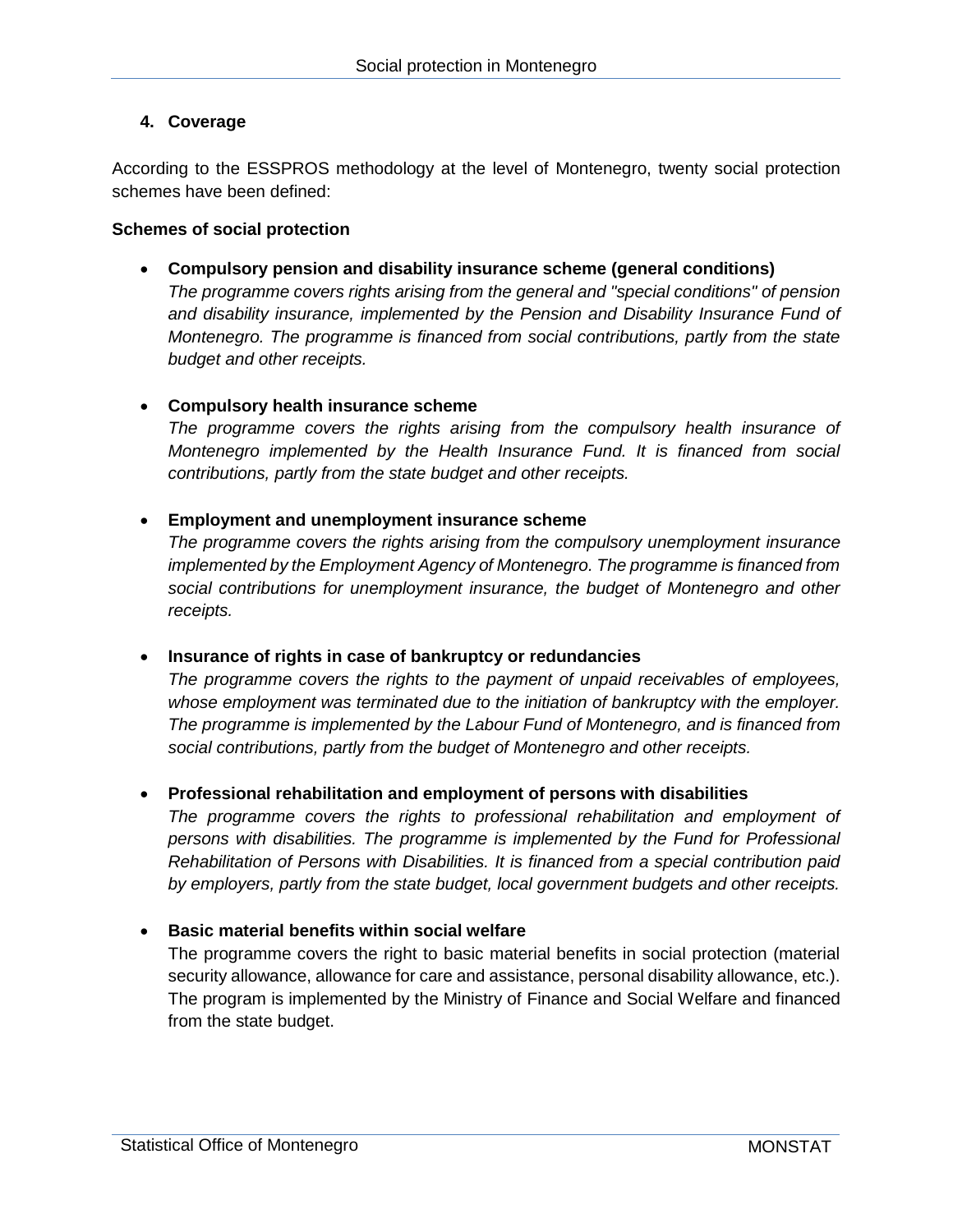## 4. Coverage

According to the ESSPROS methodology at the level of Montenegro, twenty social protection schemes have been defined:

**Schemes of social protection**

- **Compulsory pension and disability insurance scheme (general conditions)**
  *The programme covers rights arising from the general and "special conditions" of pension and disability insurance, implemented by the Pension and Disability Insurance Fund of Montenegro. The programme is financed from social contributions, partly from the state budget and other receipts.*

- **Compulsory health insurance scheme**
  *The programme covers the rights arising from the compulsory health insurance of Montenegro implemented by the Health Insurance Fund. It is financed from social contributions, partly from the state budget and other receipts.*

- **Employment and unemployment insurance scheme**
  *The programme covers the rights arising from the compulsory unemployment insurance implemented by the Employment Agency of Montenegro. The programme is financed from social contributions for unemployment insurance, the budget of Montenegro and other receipts.*

- **Insurance of rights in case of bankruptcy or redundancies**
  *The programme covers the rights to the payment of unpaid receivables of employees, whose employment was terminated due to the initiation of bankruptcy with the employer. The programme is implemented by the Labour Fund of Montenegro, and is financed from social contributions, partly from the budget of Montenegro and other receipts.*

- **Professional rehabilitation and employment of persons with disabilities**
  *The programme covers the rights to professional rehabilitation and employment of persons with disabilities. The programme is implemented by the Fund for Professional Rehabilitation of Persons with Disabilities. It is financed from a special contribution paid by employers, partly from the state budget, local government budgets and other receipts.*

- **Basic material benefits within social welfare**
  The programme covers the right to basic material benefits in social protection (material security allowance, allowance for care and assistance, personal disability allowance, etc.). The program is implemented by the Ministry of Finance and Social Welfare and financed from the state budget.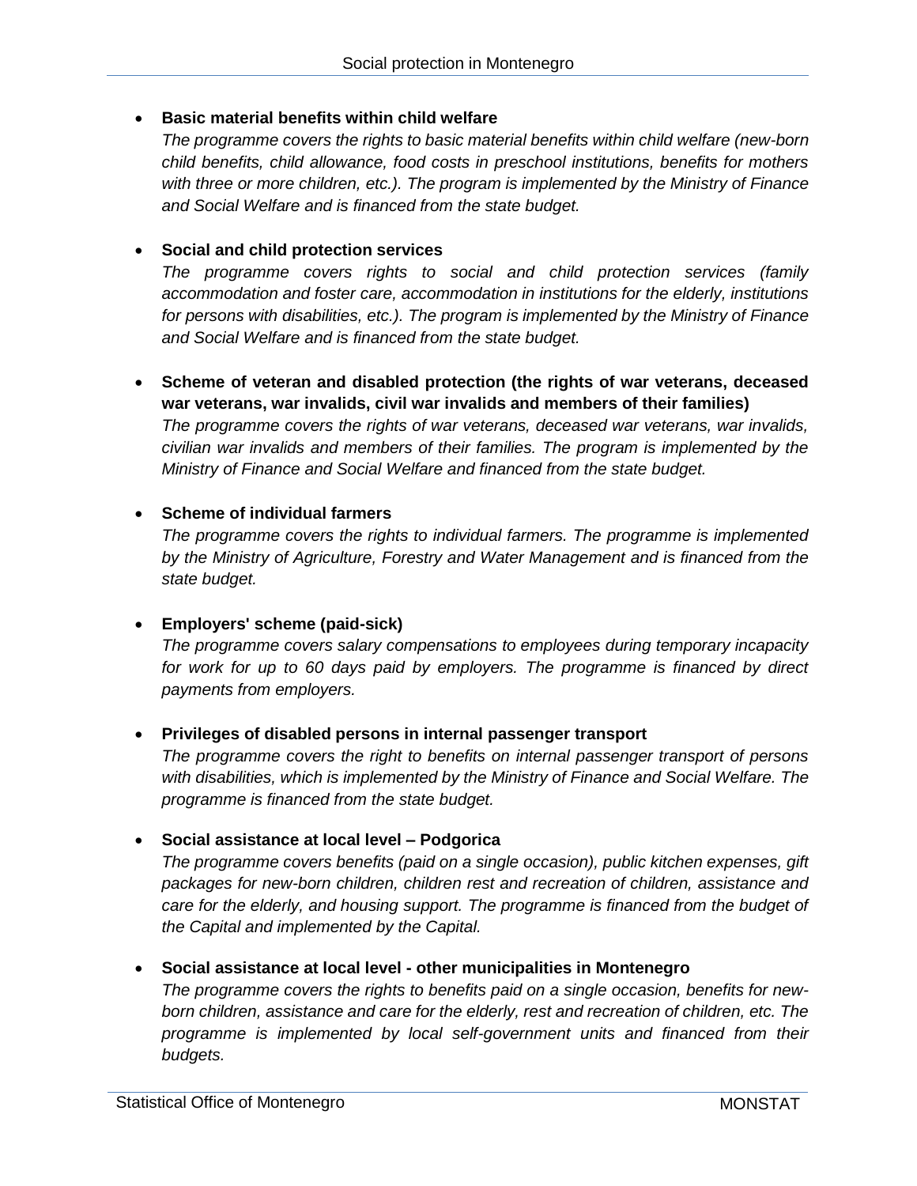- **Basic material benefits within child welfare**

  *The programme covers the rights to basic material benefits within child welfare (new-born child benefits, child allowance, food costs in preschool institutions, benefits for mothers with three or more children, etc.). The program is implemented by the Ministry of Finance and Social Welfare and is financed from the state budget.*

- **Social and child protection services**

  *The programme covers rights to social and child protection services (family accommodation and foster care, accommodation in institutions for the elderly, institutions for persons with disabilities, etc.). The program is implemented by the Ministry of Finance and Social Welfare and is financed from the state budget.*

- **Scheme of veteran and disabled protection (the rights of war veterans, deceased war veterans, war invalids, civil war invalids and members of their families)**

  *The programme covers the rights of war veterans, deceased war veterans, war invalids, civilian war invalids and members of their families. The program is implemented by the Ministry of Finance and Social Welfare and financed from the state budget.*

- **Scheme of individual farmers**

  *The programme covers the rights to individual farmers. The programme is implemented by the Ministry of Agriculture, Forestry and Water Management and is financed from the state budget.*

- **Employers' scheme (paid-sick)**

  *The programme covers salary compensations to employees during temporary incapacity for work for up to 60 days paid by employers. The programme is financed by direct payments from employers.*

- **Privileges of disabled persons in internal passenger transport**

  *The programme covers the right to benefits on internal passenger transport of persons with disabilities, which is implemented by the Ministry of Finance and Social Welfare. The programme is financed from the state budget.*

- **Social assistance at local level – Podgorica**

  *The programme covers benefits (paid on a single occasion), public kitchen expenses, gift packages for new-born children, children rest and recreation of children, assistance and care for the elderly, and housing support. The programme is financed from the budget of the Capital and implemented by the Capital.*

- **Social assistance at local level - other municipalities in Montenegro**

  *The programme covers the rights to benefits paid on a single occasion, benefits for new-born children, assistance and care for the elderly, rest and recreation of children, etc. The programme is implemented by local self-government units and financed from their budgets.*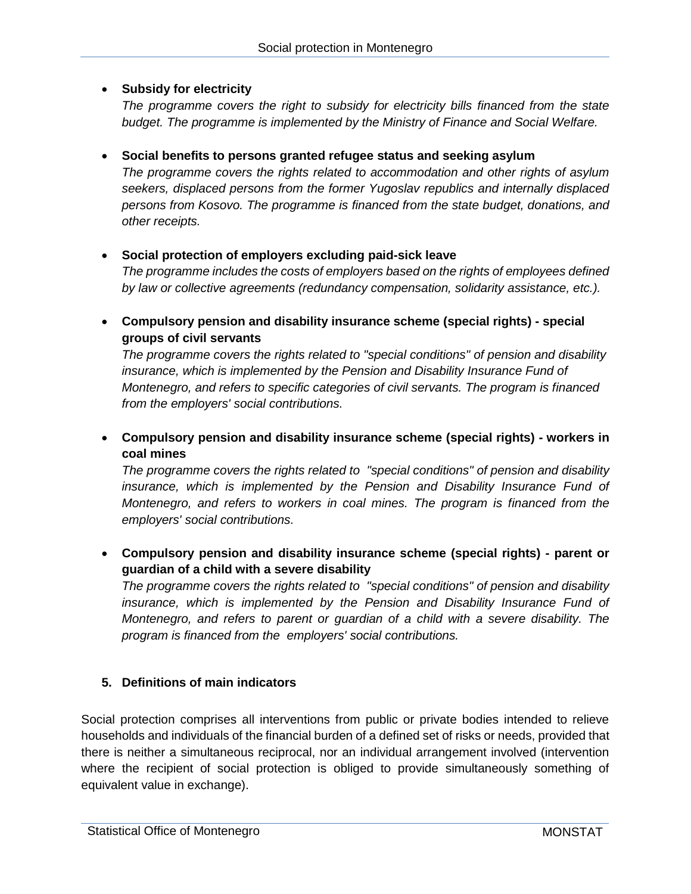- **Subsidy for electricity**
  *The programme covers the right to subsidy for electricity bills financed from the state budget. The programme is implemented by the Ministry of Finance and Social Welfare.*

- **Social benefits to persons granted refugee status and seeking asylum**
  *The programme covers the rights related to accommodation and other rights of asylum seekers, displaced persons from the former Yugoslav republics and internally displaced persons from Kosovo. The programme is financed from the state budget, donations, and other receipts.*

- **Social protection of employers excluding paid-sick leave**
  *The programme includes the costs of employers based on the rights of employees defined by law or collective agreements (redundancy compensation, solidarity assistance, etc.).*

- **Compulsory pension and disability insurance scheme (special rights) - special groups of civil servants**
  *The programme covers the rights related to "special conditions" of pension and disability insurance, which is implemented by the Pension and Disability Insurance Fund of Montenegro, and refers to specific categories of civil servants. The program is financed from the employers' social contributions.*

- **Compulsory pension and disability insurance scheme (special rights) - workers in coal mines**
  *The programme covers the rights related to "special conditions" of pension and disability insurance, which is implemented by the Pension and Disability Insurance Fund of Montenegro, and refers to workers in coal mines. The program is financed from the employers' social contributions.*

- **Compulsory pension and disability insurance scheme (special rights) - parent or guardian of a child with a severe disability**
  *The programme covers the rights related to "special conditions" of pension and disability insurance, which is implemented by the Pension and Disability Insurance Fund of Montenegro, and refers to parent or guardian of a child with a severe disability. The program is financed from the employers' social contributions.*

## 5. Definitions of main indicators

Social protection comprises all interventions from public or private bodies intended to relieve households and individuals of the financial burden of a defined set of risks or needs, provided that there is neither a simultaneous reciprocal, nor an individual arrangement involved (intervention where the recipient of social protection is obliged to provide simultaneously something of equivalent value in exchange).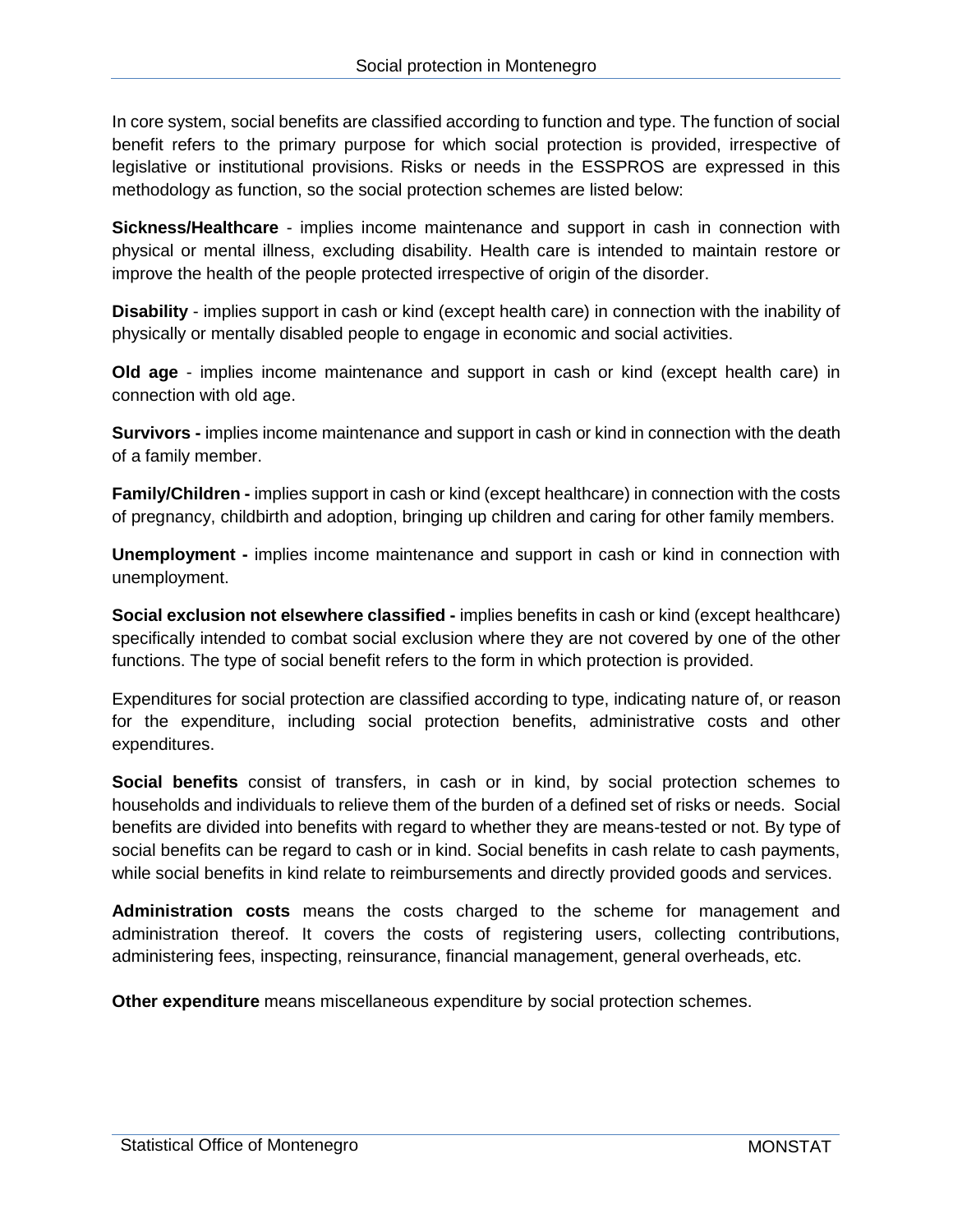In core system, social benefits are classified according to function and type. The function of social benefit refers to the primary purpose for which social protection is provided, irrespective of legislative or institutional provisions. Risks or needs in the ESSPROS are expressed in this methodology as function, so the social protection schemes are listed below:

**Sickness/Healthcare** - implies income maintenance and support in cash in connection with physical or mental illness, excluding disability. Health care is intended to maintain restore or improve the health of the people protected irrespective of origin of the disorder.

**Disability** - implies support in cash or kind (except health care) in connection with the inability of physically or mentally disabled people to engage in economic and social activities.

**Old age** - implies income maintenance and support in cash or kind (except health care) in connection with old age.

**Survivors -** implies income maintenance and support in cash or kind in connection with the death of a family member.

**Family/Children -** implies support in cash or kind (except healthcare) in connection with the costs of pregnancy, childbirth and adoption, bringing up children and caring for other family members.

**Unemployment -** implies income maintenance and support in cash or kind in connection with unemployment.

**Social exclusion not elsewhere classified -** implies benefits in cash or kind (except healthcare) specifically intended to combat social exclusion where they are not covered by one of the other functions. The type of social benefit refers to the form in which protection is provided.

Expenditures for social protection are classified according to type, indicating nature of, or reason for the expenditure, including social protection benefits, administrative costs and other expenditures.

**Social benefits** consist of transfers, in cash or in kind, by social protection schemes to households and individuals to relieve them of the burden of a defined set of risks or needs. Social benefits are divided into benefits with regard to whether they are means-tested or not. By type of social benefits can be regard to cash or in kind. Social benefits in cash relate to cash payments, while social benefits in kind relate to reimbursements and directly provided goods and services.

**Administration costs** means the costs charged to the scheme for management and administration thereof. It covers the costs of registering users, collecting contributions, administering fees, inspecting, reinsurance, financial management, general overheads, etc.

**Other expenditure** means miscellaneous expenditure by social protection schemes.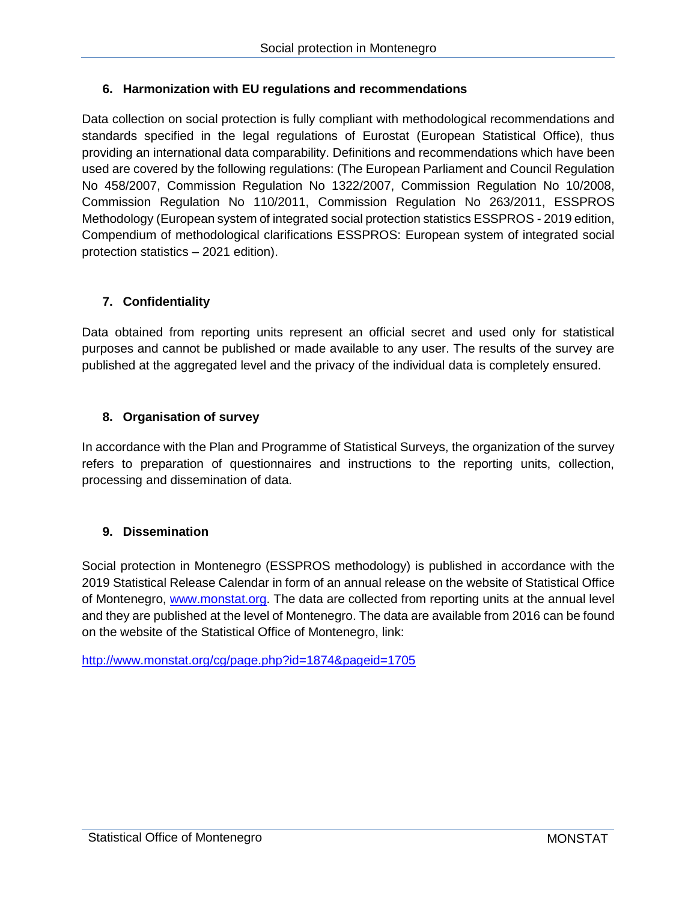## 6. Harmonization with EU regulations and recommendations

Data collection on social protection is fully compliant with methodological recommendations and standards specified in the legal regulations of Eurostat (European Statistical Office), thus providing an international data comparability. Definitions and recommendations which have been used are covered by the following regulations: (The European Parliament and Council Regulation No 458/2007, Commission Regulation No 1322/2007, Commission Regulation No 10/2008, Commission Regulation No 110/2011, Commission Regulation No 263/2011, ESSPROS Methodology (European system of integrated social protection statistics ESSPROS - 2019 edition, Compendium of methodological clarifications ESSPROS: European system of integrated social protection statistics – 2021 edition).

## 7. Confidentiality

Data obtained from reporting units represent an official secret and used only for statistical purposes and cannot be published or made available to any user. The results of the survey are published at the aggregated level and the privacy of the individual data is completely ensured.

## 8. Organisation of survey

In accordance with the Plan and Programme of Statistical Surveys, the organization of the survey refers to preparation of questionnaires and instructions to the reporting units, collection, processing and dissemination of data.

## 9. Dissemination

Social protection in Montenegro (ESSPROS methodology) is published in accordance with the 2019 Statistical Release Calendar in form of an annual release on the website of Statistical Office of Montenegro, www.monstat.org. The data are collected from reporting units at the annual level and they are published at the level of Montenegro. The data are available from 2016 can be found on the website of the Statistical Office of Montenegro, link:

http://www.monstat.org/cg/page.php?id=1874&pageid=1705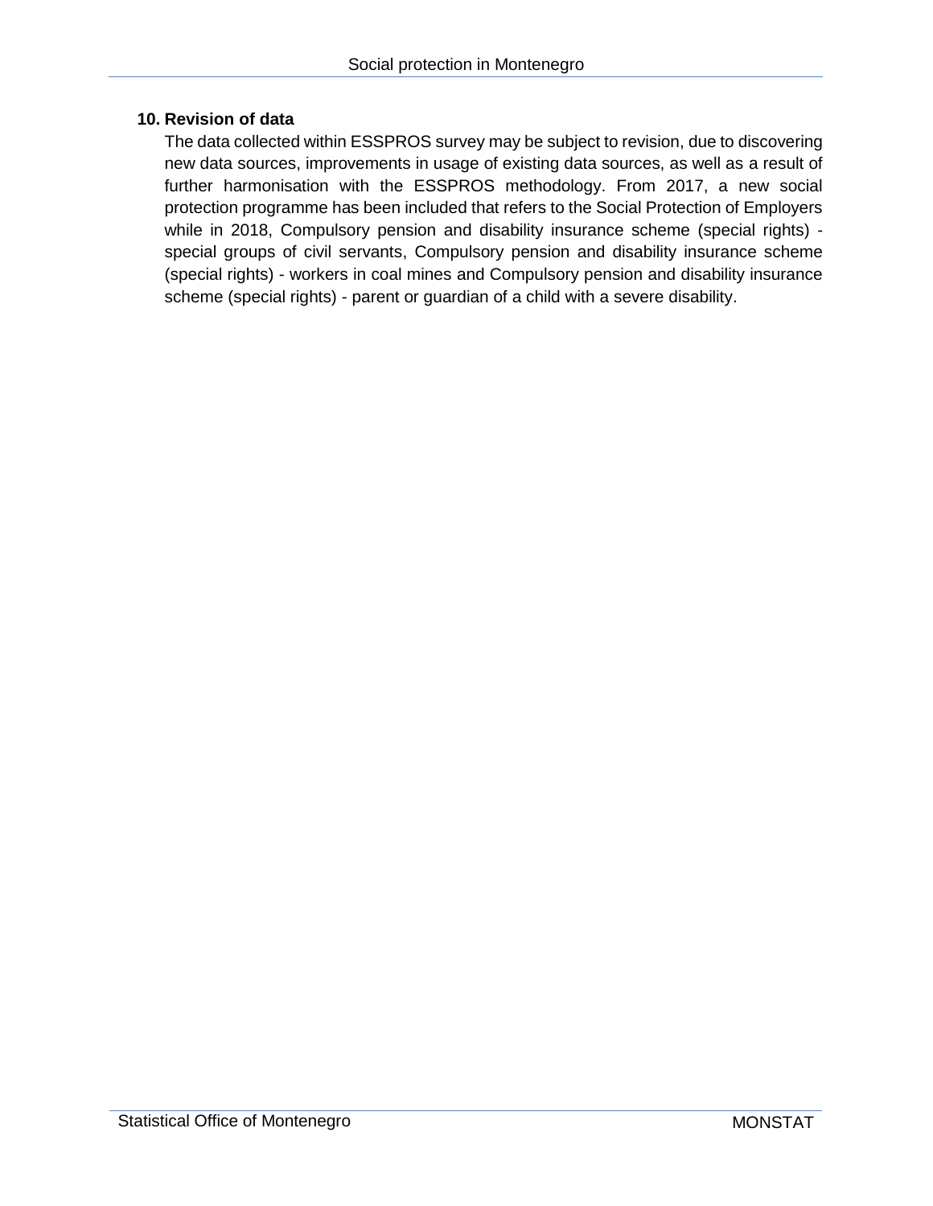## 10. Revision of data

The data collected within ESSPROS survey may be subject to revision, due to discovering new data sources, improvements in usage of existing data sources, as well as a result of further harmonisation with the ESSPROS methodology. From 2017, a new social protection programme has been included that refers to the Social Protection of Employers while in 2018, Compulsory pension and disability insurance scheme (special rights) - special groups of civil servants, Compulsory pension and disability insurance scheme (special rights) - workers in coal mines and Compulsory pension and disability insurance scheme (special rights) - parent or guardian of a child with a severe disability.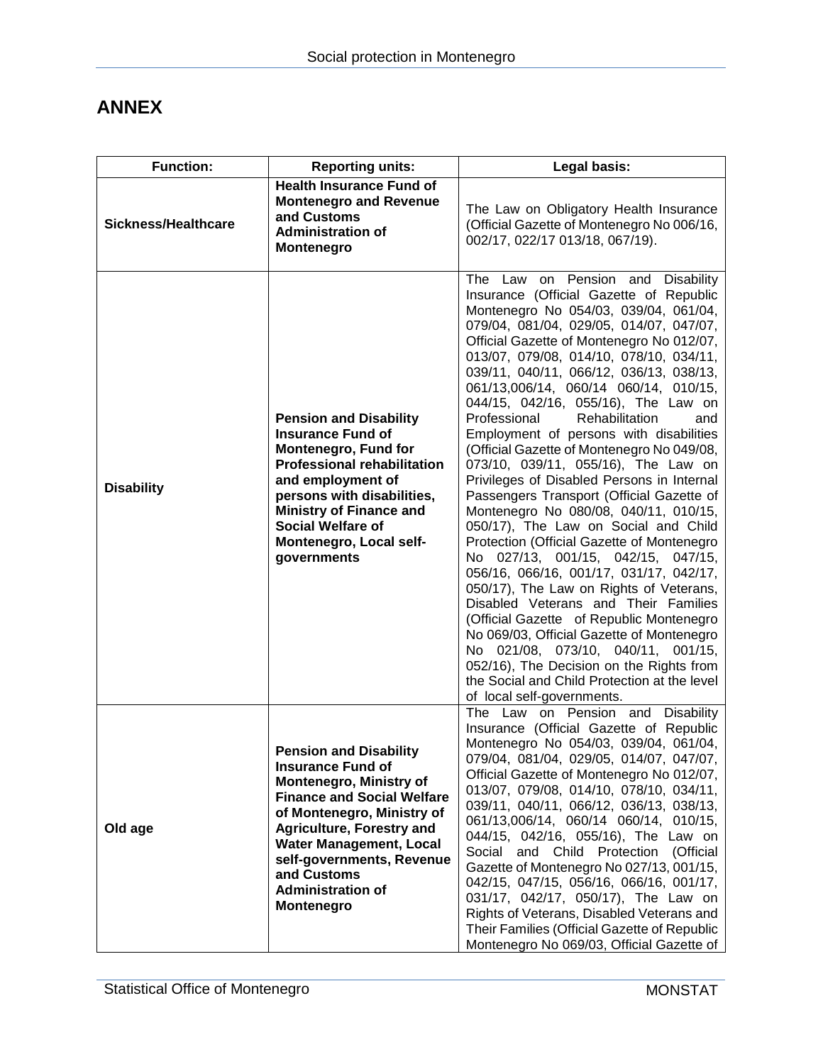# ANNEX

| Function: | Reporting units: | Legal basis: |
| --- | --- | --- |
| **Sickness/Healthcare** | **Health Insurance Fund of Montenegro and Revenue and Customs Administration of Montenegro** | The Law on Obligatory Health Insurance (Official Gazette of Montenegro No 006/16, 002/17, 022/17 013/18, 067/19). |
| **Disability** | **Pension and Disability Insurance Fund of Montenegro, Fund for Professional rehabilitation and employment of persons with disabilities, Ministry of Finance and Social Welfare of Montenegro, Local self-governments** | The Law on Pension and Disability Insurance (Official Gazette of Republic Montenegro No 054/03, 039/04, 061/04, 079/04, 081/04, 029/05, 014/07, 047/07, Official Gazette of Montenegro No 012/07, 013/07, 079/08, 014/10, 078/10, 034/11, 039/11, 040/11, 066/12, 036/13, 038/13, 061/13,006/14, 060/14 060/14, 010/15, 044/15, 042/16, 055/16), The Law on Professional Rehabilitation and Employment of persons with disabilities (Official Gazette of Montenegro No 049/08, 073/10, 039/11, 055/16), The Law on Privileges of Disabled Persons in Internal Passengers Transport (Official Gazette of Montenegro No 080/08, 040/11, 010/15, 050/17), The Law on Social and Child Protection (Official Gazette of Montenegro No 027/13, 001/15, 042/15, 047/15, 056/16, 066/16, 001/17, 031/17, 042/17, 050/17), The Law on Rights of Veterans, Disabled Veterans and Their Families (Official Gazette of Republic Montenegro No 069/03, Official Gazette of Montenegro No 021/08, 073/10, 040/11, 001/15, 052/16), The Decision on the Rights from the Social and Child Protection at the level of local self-governments. |
| **Old age** | **Pension and Disability Insurance Fund of Montenegro, Ministry of Finance and Social Welfare of Montenegro, Ministry of Agriculture, Forestry and Water Management, Local self-governments, Revenue and Customs Administration of Montenegro** | The Law on Pension and Disability Insurance (Official Gazette of Republic Montenegro No 054/03, 039/04, 061/04, 079/04, 081/04, 029/05, 014/07, 047/07, Official Gazette of Montenegro No 012/07, 013/07, 079/08, 014/10, 078/10, 034/11, 039/11, 040/11, 066/12, 036/13, 038/13, 061/13,006/14, 060/14 060/14, 010/15, 044/15, 042/16, 055/16), The Law on Social and Child Protection (Official Gazette of Montenegro No 027/13, 001/15, 042/15, 047/15, 056/16, 066/16, 001/17, 031/17, 042/17, 050/17), The Law on Rights of Veterans, Disabled Veterans and Their Families (Official Gazette of Republic Montenegro No 069/03, Official Gazette of |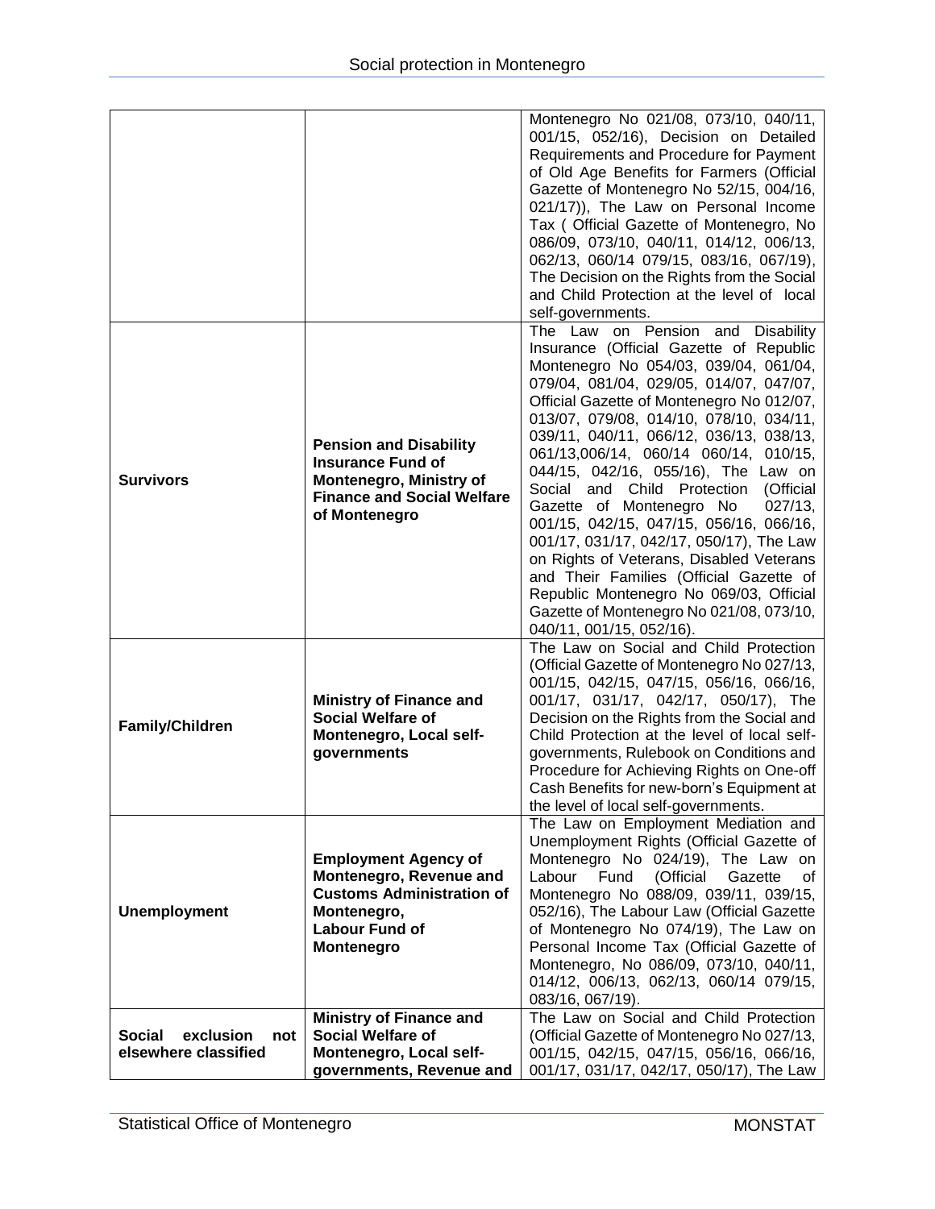| | | |
|---|---|---|
| | | Montenegro No 021/08, 073/10, 040/11, 001/15, 052/16), Decision on Detailed Requirements and Procedure for Payment of Old Age Benefits for Farmers (Official Gazette of Montenegro No 52/15, 004/16, 021/17)), The Law on Personal Income Tax ( Official Gazette of Montenegro, No 086/09, 073/10, 040/11, 014/12, 006/13, 062/13, 060/14 079/15, 083/16, 067/19), The Decision on the Rights from the Social and Child Protection at the level of local self-governments. |
| **Survivors** | **Pension and Disability Insurance Fund of Montenegro, Ministry of Finance and Social Welfare of Montenegro** | The Law on Pension and Disability Insurance (Official Gazette of Republic Montenegro No 054/03, 039/04, 061/04, 079/04, 081/04, 029/05, 014/07, 047/07, Official Gazette of Montenegro No 012/07, 013/07, 079/08, 014/10, 078/10, 034/11, 039/11, 040/11, 066/12, 036/13, 038/13, 061/13,006/14, 060/14 060/14, 010/15, 044/15, 042/16, 055/16), The Law on Social and Child Protection (Official Gazette of Montenegro No 027/13, 001/15, 042/15, 047/15, 056/16, 066/16, 001/17, 031/17, 042/17, 050/17), The Law on Rights of Veterans, Disabled Veterans and Their Families (Official Gazette of Republic Montenegro No 069/03, Official Gazette of Montenegro No 021/08, 073/10, 040/11, 001/15, 052/16). |
| **Family/Children** | **Ministry of Finance and Social Welfare of Montenegro, Local self-governments** | The Law on Social and Child Protection (Official Gazette of Montenegro No 027/13, 001/15, 042/15, 047/15, 056/16, 066/16, 001/17, 031/17, 042/17, 050/17), The Decision on the Rights from the Social and Child Protection at the level of local self-governments, Rulebook on Conditions and Procedure for Achieving Rights on One-off Cash Benefits for new-born's Equipment at the level of local self-governments. |
| **Unemployment** | **Employment Agency of Montenegro, Revenue and Customs Administration of Montenegro, Labour Fund of Montenegro** | The Law on Employment Mediation and Unemployment Rights (Official Gazette of Montenegro No 024/19), The Law on Labour Fund (Official Gazette of Montenegro No 088/09, 039/11, 039/15, 052/16), The Labour Law (Official Gazette of Montenegro No 074/19), The Law on Personal Income Tax (Official Gazette of Montenegro, No 086/09, 073/10, 040/11, 014/12, 006/13, 062/13, 060/14 079/15, 083/16, 067/19). |
| **Social exclusion not elsewhere classified** | **Ministry of Finance and Social Welfare of Montenegro, Local self-governments, Revenue and** | The Law on Social and Child Protection (Official Gazette of Montenegro No 027/13, 001/15, 042/15, 047/15, 056/16, 066/16, 001/17, 031/17, 042/17, 050/17), The Law |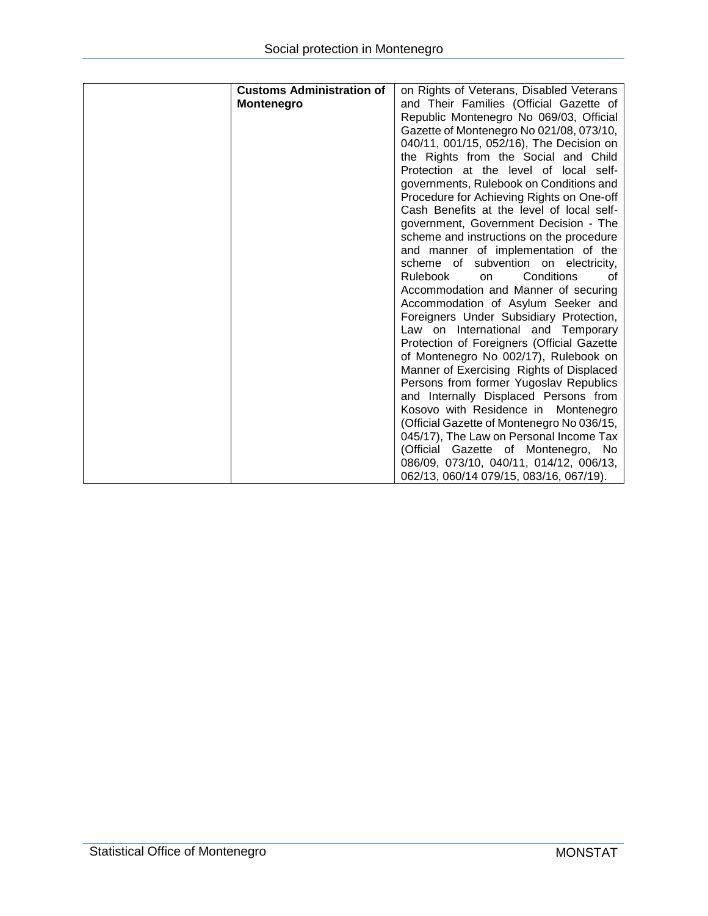| | | |
|---|---|---|
| | **Customs Administration of Montenegro** | on Rights of Veterans, Disabled Veterans and Their Families (Official Gazette of Republic Montenegro No 069/03, Official Gazette of Montenegro No 021/08, 073/10, 040/11, 001/15, 052/16), The Decision on the Rights from the Social and Child Protection at the level of local self-governments, Rulebook on Conditions and Procedure for Achieving Rights on One-off Cash Benefits at the level of local self-government, Government Decision - The scheme and instructions on the procedure and manner of implementation of the scheme of subvention on electricity, Rulebook on Conditions of Accommodation and Manner of securing Accommodation of Asylum Seeker and Foreigners Under Subsidiary Protection, Law on International and Temporary Protection of Foreigners (Official Gazette of Montenegro No 002/17), Rulebook on Manner of Exercising Rights of Displaced Persons from former Yugoslav Republics and Internally Displaced Persons from Kosovo with Residence in Montenegro (Official Gazette of Montenegro No 036/15, 045/17), The Law on Personal Income Tax (Official Gazette of Montenegro, No 086/09, 073/10, 040/11, 014/12, 006/13, 062/13, 060/14 079/15, 083/16, 067/19). |